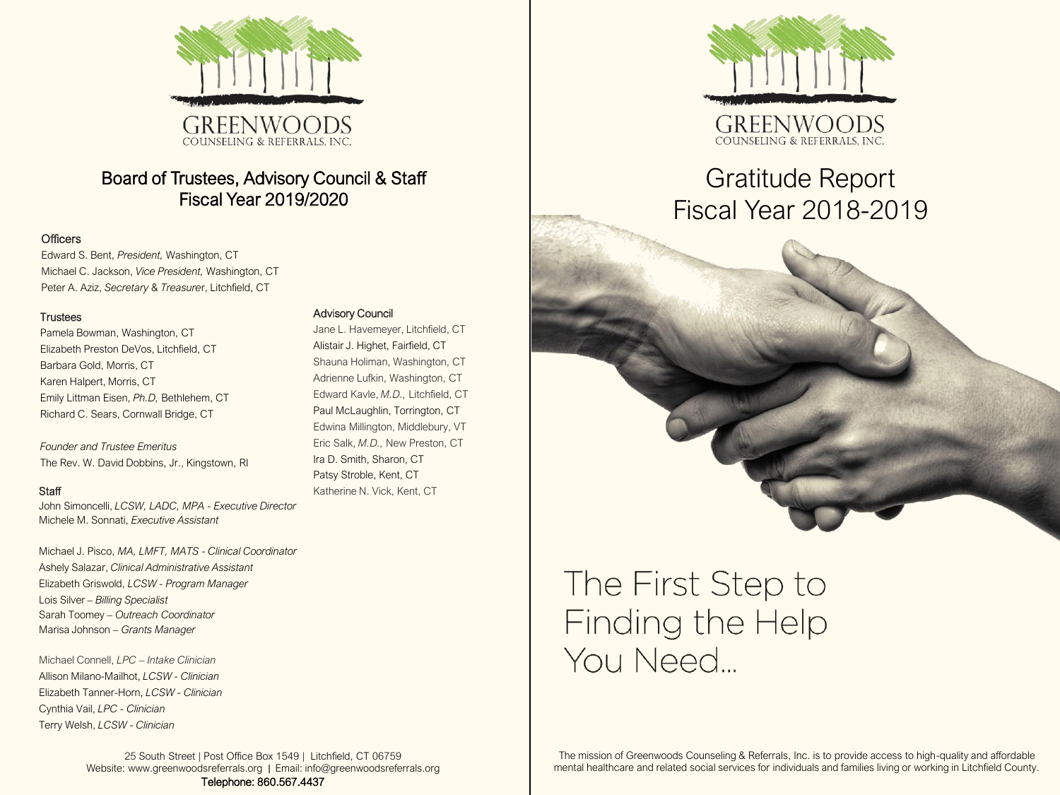GREENWOODS
COUNSELING & REFERRALS, INC.

## Board of Trustees, Advisory Council & Staff
## Fiscal Year 2019/2020

### Officers

Edward S. Bent, *President,* Washington, CT
Michael C. Jackson, *Vice President,* Washington, CT
Peter A. Aziz, *Secretary* & *Treasurer*, Litchfield, CT

### Trustees

Pamela Bowman, Washington, CT
Elizabeth Preston DeVos, Litchfield, CT
Barbara Gold, Morris, CT
Karen Halpert, Morris, CT
Emily Littman Eisen, *Ph.D,* Bethlehem, CT
Richard C. Sears, Cornwall Bridge, CT

*Founder and Trustee Emeritus*
The Rev. W. David Dobbins, Jr., Kingstown, RI

### Staff

John Simoncelli, *LCSW, LADC, MPA - Executive Director*
Michele M. Sonnati, *Executive Assistant*

Michael J. Pisco, *MA, LMFT, MATS - Clinical Coordinator*
Ashely Salazar, *Clinical Administrative Assistant*
Elizabeth Griswold, *LCSW - Program Manager*
Lois Silver – *Billing Specialist*
Sarah Toomey – *Outreach Coordinator*
Marisa Johnson – *Grants Manager*

Michael Connell, *LPC – Intake Clinician*
Allison Milano-Mailhot, *LCSW - Clinician*
Elizabeth Tanner-Horn, *LCSW - Clinician*
Cynthia Vail, *LPC - Clinician*
Terry Welsh, *LCSW - Clinician*

### Advisory Council

Jane L. Havemeyer, Litchfield, CT
Alistair J. Highet, Fairfield, CT
Shauna Holiman, Washington, CT
Adrienne Lufkin, Washington, CT
Edward Kavle, *M.D.,* Litchfield, CT
Paul McLaughlin, Torrington, CT
Edwina Millington, Middlebury, VT
Eric Salk, *M.D.,* New Preston, CT
Ira D. Smith, Sharon, CT
Patsy Stroble, Kent, CT
Katherine N. Vick, Kent, CT

25 South Street | Post Office Box 1549 | Litchfield, CT 06759
Website: www.greenwoodsreferrals.org | Email: info@greenwoodsreferrals.org
Telephone: 860.567.4437

GREENWOODS
COUNSELING & REFERRALS, INC.

# Gratitude Report
# Fiscal Year 2018-2019

## The First Step to Finding the Help You Need...

The mission of Greenwoods Counseling & Referrals, Inc. is to provide access to high-quality and affordable mental healthcare and related social services for individuals and families living or working in Litchfield County.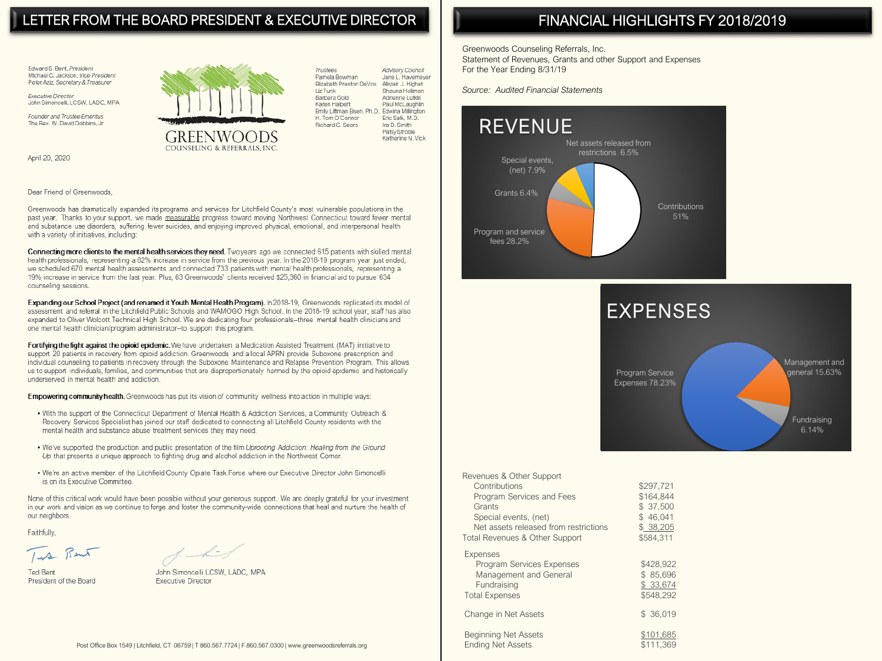# LETTER FROM THE BOARD PRESIDENT & EXECUTIVE DIRECTOR

Edward S. Bent, *President*
Michael C. Jackson, *Vice President*
Peter Aziz, *Secretary & Treasurer*

*Executive Director*
John Simoncelli, LCSW, LADC, MPA

*Founder and Trustee Emeritus*
The Rev. W. David Dobbins, Jr.

GREENWOODS
COUNSELING & REFERRALS, INC.

| *Trustees* | *Advisory Council* |
| --- | --- |
| Pamela Bowman | Jane L. Havemeyer |
| Elizabeth Preston DeVos | Alistair J. Highet |
| Liz Funk | Shouna Holliman |
| Barbara Gold | Adrienne Lutkin |
| Karen Halpert | Paul McLaughlin |
| Emily Littman Eisen, Ph.D. | Edwina Millington |
| H. Tom O'Connor | Eric Salk, M.D. |
| Richard C. Sears | Ira D. Smith |
| | Patsy Stroble |
| | Katherine N. Vick |

April 20, 2020

Dear Friend of Greenwoods,

Greenwoods has dramatically expanded its programs and services for Litchfield County's most vulnerable populations in the past year. Thanks to your support, we made measurable progress toward moving Northwest Connecticut toward fewer mental and substance use disorders, suffering fewer suicides, and enjoying improved physical, emotional, and interpersonal health with a variety of initiatives, including:

**Connecting more clients to the mental health services they need.** Two years ago we connected 615 patients with skilled mental health professionals, representing a 62% increase in service from the previous year. In the 2018-19 program year just ended, we scheduled 670 mental health assessments and connected 733 patients with mental health professionals, representing a 19% increase in service from the last year. Plus, 63 Greenwoods' clients received $25,360 in financial aid to pursue 634 counseling sessions.

**Expanding our School Project (and renamed it Youth Mental Health Program).** In 2018-19, Greenwoods replicated its model of assessment and referral in the Litchfield Public Schools and WAMOGO High School. In the 2018-19 school year, staff has also expanded to Oliver Wolcott Technical High School. We are dedicating four professionals--three mental health clinicians and one mental health clinician/program administrator--to support this program.

**Fortifying the fight against the opioid epidemic.** We have undertaken a Medication Assisted Treatment (MAT) initiative to support 20 patients in recovery from opioid addiction. Greenwoods and a local APRN provide Suboxone prescription and individual counseling to patients in recovery through the Suboxone Maintenance and Relapse Prevention Program. This allows us to support individuals, families, and communities that are disproportionately harmed by the opioid epidemic and historically underserved in mental health and addiction.

**Empowering community health.** Greenwoods has put its vision of community wellness into action in multiple ways:

- With the support of the Connecticut Department of Mental Health & Addiction Services, a Community Outreach & Recovery Services Specialist has joined our staff dedicated to connecting all Litchfield County residents with the mental health and substance abuse treatment services they may need.
- We've supported the production and public presentation of the film *Uprooting Addiction: Healing from the Ground Up* that presents a unique approach to fighting drug and alcohol addiction in the Northwest Corner.
- We're an active member of the Litchfield County Opiate Task Force where our Executive Director John Simoncelli is on its Executive Committee.

None of this critical work would have been possible without your generous support. We are deeply grateful for your investment in our work and vision as we continue to forge and foster the community-wide connections that heal and nurture the health of our neighbors.

Faithfully,

Ted Bent
President of the Board

John Simoncelli LCSW, LADC, MPA
Executive Director

Post Office Box 1549 | Litchfield, CT 06759 | T 860.567.7724 | F 860.567.0300 | www.greenwoodsreferrals.org

# FINANCIAL HIGHLIGHTS FY 2018/2019

Greenwoods Counseling Referrals, Inc.
Statement of Revenues, Grants and other Support and Expenses
For the Year Ending 8/31/19

*Source: Audited Financial Statements*

## REVENUE

- Contributions 51%
- Program and service fees 28.2%
- Grants 6.4%
- Special events, (net) 7.9%
- Net assets released from restrictions 6.5%

## EXPENSES

- Program Service Expenses 78.23%
- Management and general 15.63%
- Fundraising 6.14%

| | |
| --- | --- |
| **Revenues & Other Support** | |
| Contributions | $297,721 |
| Program Services and Fees | $164,844 |
| Grants | $ 37,500 |
| Special events, (net) | $ 46,041 |
| Net assets released from restrictions | $ 38,205 |
| Total Revenues & Other Support | $584,311 |
| **Expenses** | |
| Program Services Expenses | $428,922 |
| Management and General | $ 85,696 |
| Fundraising | $ 33,674 |
| Total Expenses | $548,292 |
| Change in Net Assets | $ 36,019 |
| Beginning Net Assets | $101,685 |
| Ending Net Assets | $111,369 |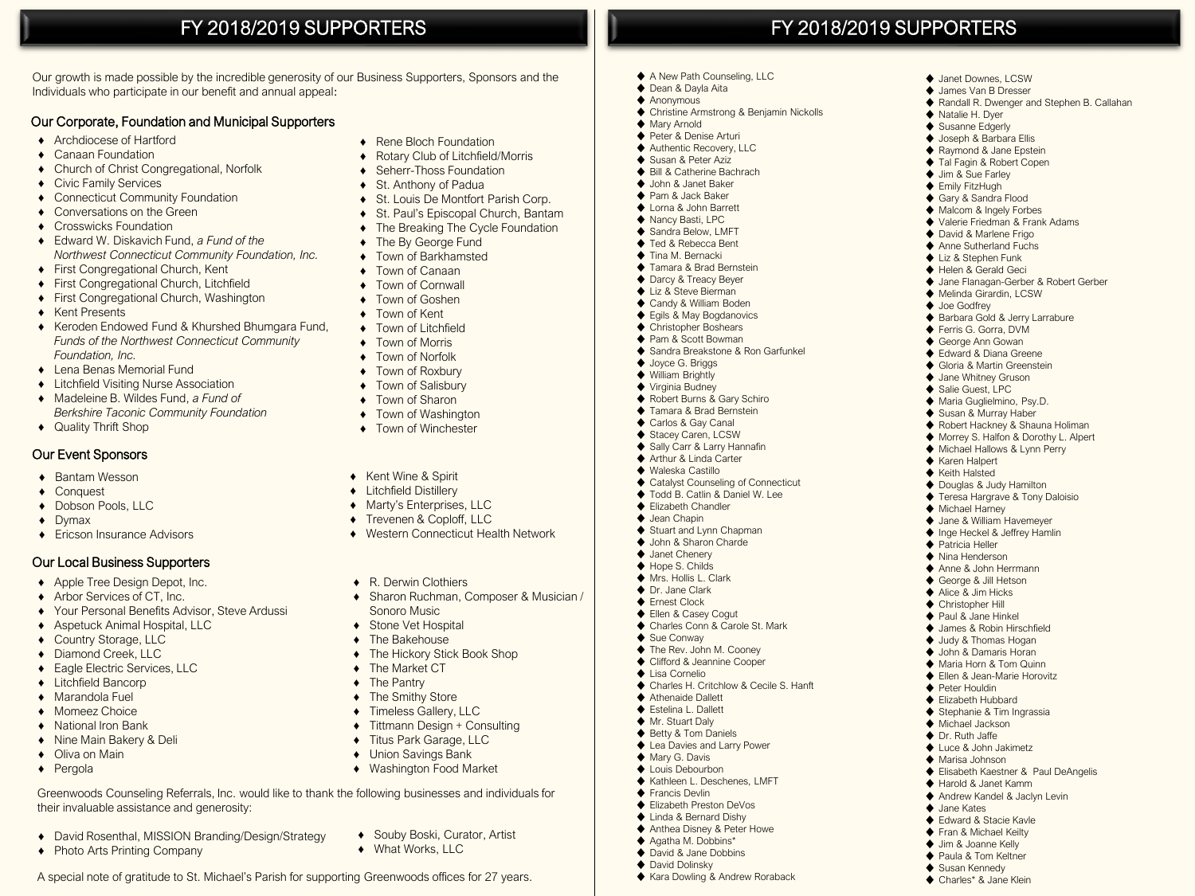# FY 2018/2019 SUPPORTERS

Our growth is made possible by the incredible generosity of our Business Supporters, Sponsors and the Individuals who participate in our benefit and annual appeal:

## Our Corporate, Foundation and Municipal Supporters

- Archdiocese of Hartford
- Canaan Foundation
- Church of Christ Congregational, Norfolk
- Civic Family Services
- Connecticut Community Foundation
- Conversations on the Green
- Crosswicks Foundation
- Edward W. Diskavich Fund, *a Fund of the Northwest Connecticut Community Foundation, Inc.*
- First Congregational Church, Kent
- First Congregational Church, Litchfield
- First Congregational Church, Washington
- Kent Presents
- Keroden Endowed Fund & Khurshed Bhumgara Fund, *Funds of the Northwest Connecticut Community Foundation, Inc.*
- Lena Benas Memorial Fund
- Litchfield Visiting Nurse Association
- Madeleine B. Wildes Fund, *a Fund of Berkshire Taconic Community Foundation*
- Quality Thrift Shop
- Rene Bloch Foundation
- Rotary Club of Litchfield/Morris
- Seherr-Thoss Foundation
- St. Anthony of Padua
- St. Louis De Montfort Parish Corp.
- St. Paul's Episcopal Church, Bantam
- The Breaking The Cycle Foundation
- The By George Fund
- Town of Barkhamsted
- Town of Canaan
- Town of Cornwall
- Town of Goshen
- Town of Kent
- Town of Litchfield
- Town of Morris
- Town of Norfolk
- Town of Roxbury
- Town of Salisbury
- Town of Sharon
- Town of Washington
- Town of Winchester

## Our Event Sponsors

- Bantam Wesson
- Conquest
- Dobson Pools, LLC
- Dymax
- Ericson Insurance Advisors
- Kent Wine & Spirit
- Litchfield Distillery
- Marty's Enterprises, LLC
- Trevenen & Coploff, LLC
- Western Connecticut Health Network

## Our Local Business Supporters

- Apple Tree Design Depot, Inc.
- Arbor Services of CT, Inc.
- Your Personal Benefits Advisor, Steve Ardussi
- Aspetuck Animal Hospital, LLC
- Country Storage, LLC
- Diamond Creek, LLC
- Eagle Electric Services, LLC
- Litchfield Bancorp
- Marandola Fuel
- Momeez Choice
- National Iron Bank
- Nine Main Bakery & Deli
- Oliva on Main
- Pergola
- R. Derwin Clothiers
- Sharon Ruchman, Composer & Musician / Sonoro Music
- Stone Vet Hospital
- The Bakehouse
- The Hickory Stick Book Shop
- The Market CT
- The Pantry
- The Smithy Store
- Timeless Gallery, LLC
- Tittmann Design + Consulting
- Titus Park Garage, LLC
- Union Savings Bank
- Washington Food Market

Greenwoods Counseling Referrals, Inc. would like to thank the following businesses and individuals for their invaluable assistance and generosity:

- David Rosenthal, MISSION Branding/Design/Strategy
- Photo Arts Printing Company
- Souby Boski, Curator, Artist
- What Works, LLC

A special note of gratitude to St. Michael's Parish for supporting Greenwoods offices for 27 years.

# FY 2018/2019 SUPPORTERS

- A New Path Counseling, LLC
- Dean & Dayla Aita
- Anonymous
- Christine Armstrong & Benjamin Nickolls
- Mary Arnold
- Peter & Denise Arturi
- Authentic Recovery, LLC
- Susan & Peter Aziz
- Bill & Catherine Bachrach
- John & Janet Baker
- Pam & Jack Baker
- Lorna & John Barrett
- Nancy Basti, LPC
- Sandra Below, LMFT
- Ted & Rebecca Bent
- Tina M. Bernacki
- Tamara & Brad Bernstein
- Darcy & Treacy Beyer
- Liz & Steve Bierman
- Candy & William Boden
- Egils & May Bogdanovics
- Christopher Boshears
- Pam & Scott Bowman
- Sandra Breakstone & Ron Garfunkel
- Joyce G. Briggs
- William Brightly
- Virginia Budney
- Robert Burns & Gary Schiro
- Tamara & Brad Bernstein
- Carlos & Gay Canal
- Stacey Caren, LCSW
- Sally Carr & Larry Hannafin
- Arthur & Linda Carter
- Waleska Castillo
- Catalyst Counseling of Connecticut
- Todd B. Catlin & Daniel W. Lee
- Elizabeth Chandler
- Jean Chapin
- Stuart and Lynn Chapman
- John & Sharon Charde
- Janet Chenery
- Hope S. Childs
- Mrs. Hollis L. Clark
- Dr. Jane Clark
- Ernest Clock
- Ellen & Casey Cogut
- Charles Conn & Carole St. Mark
- Sue Conway
- The Rev. John M. Cooney
- Clifford & Jeannine Cooper
- Lisa Cornelio
- Charles H. Critchlow & Cecile S. Hanft
- Athenaide Dallett
- Estelina L. Dallett
- Mr. Stuart Daly
- Betty & Tom Daniels
- Lea Davies and Larry Power
- Mary G. Davis
- Louis Debourbon
- Kathleen L. Deschenes, LMFT
- Francis Devlin
- Elizabeth Preston DeVos
- Linda & Bernard Dishy
- Anthea Disney & Peter Howe
- Agatha M. Dobbins*
- David & Jane Dobbins
- David Dolinsky
- Kara Dowling & Andrew Roraback
- Janet Downes, LCSW
- James Van B Dresser
- Randall R. Dwenger and Stephen B. Callahan
- Natalie H. Dyer
- Susanne Edgerly
- Joseph & Barbara Ellis
- Raymond & Jane Epstein
- Tal Fagin & Robert Copen
- Jim & Sue Farley
- Emily FitzHugh
- Gary & Sandra Flood
- Malcom & Ingely Forbes
- Valerie Friedman & Frank Adams
- David & Marlene Frigo
- Anne Sutherland Fuchs
- Liz & Stephen Funk
- Helen & Gerald Geci
- Jane Flanagan-Gerber & Robert Gerber
- Melinda Girardin, LCSW
- Joe Godfrey
- Barbara Gold & Jerry Larrabure
- Ferris G. Gorra, DVM
- George Ann Gowan
- Edward & Diana Greene
- Gloria & Martin Greenstein
- Jane Whitney Gruson
- Salie Guest, LPC
- Maria Guglielmino, Psy.D.
- Susan & Murray Haber
- Robert Hackney & Shauna Holiman
- Morrey S. Halfon & Dorothy L. Alpert
- Michael Hallows & Lynn Perry
- Karen Halpert
- Keith Halsted
- Douglas & Judy Hamilton
- Teresa Hargrave & Tony Daloisio
- Michael Harney
- Jane & William Havemeyer
- Inge Heckel & Jeffrey Hamlin
- Patricia Heller
- Nina Henderson
- Anne & John Herrmann
- George & Jill Hetson
- Alice & Jim Hicks
- Christopher Hill
- Paul & Jane Hinkel
- James & Robin Hirschfield
- Judy & Thomas Hogan
- John & Damaris Horan
- Maria Horn & Tom Quinn
- Ellen & Jean-Marie Horovitz
- Peter Houldin
- Elizabeth Hubbard
- Stephanie & Tim Ingrassia
- Michael Jackson
- Dr. Ruth Jaffe
- Luce & John Jakimetz
- Marisa Johnson
- Elisabeth Kaestner & Paul DeAngelis
- Harold & Janet Kamm
- Andrew Kandel & Jaclyn Levin
- Jane Kates
- Edward & Stacie Kavle
- Fran & Michael Keilty
- Jim & Joanne Kelly
- Paula & Tom Keltner
- Susan Kennedy
- Charles* & Jane Klein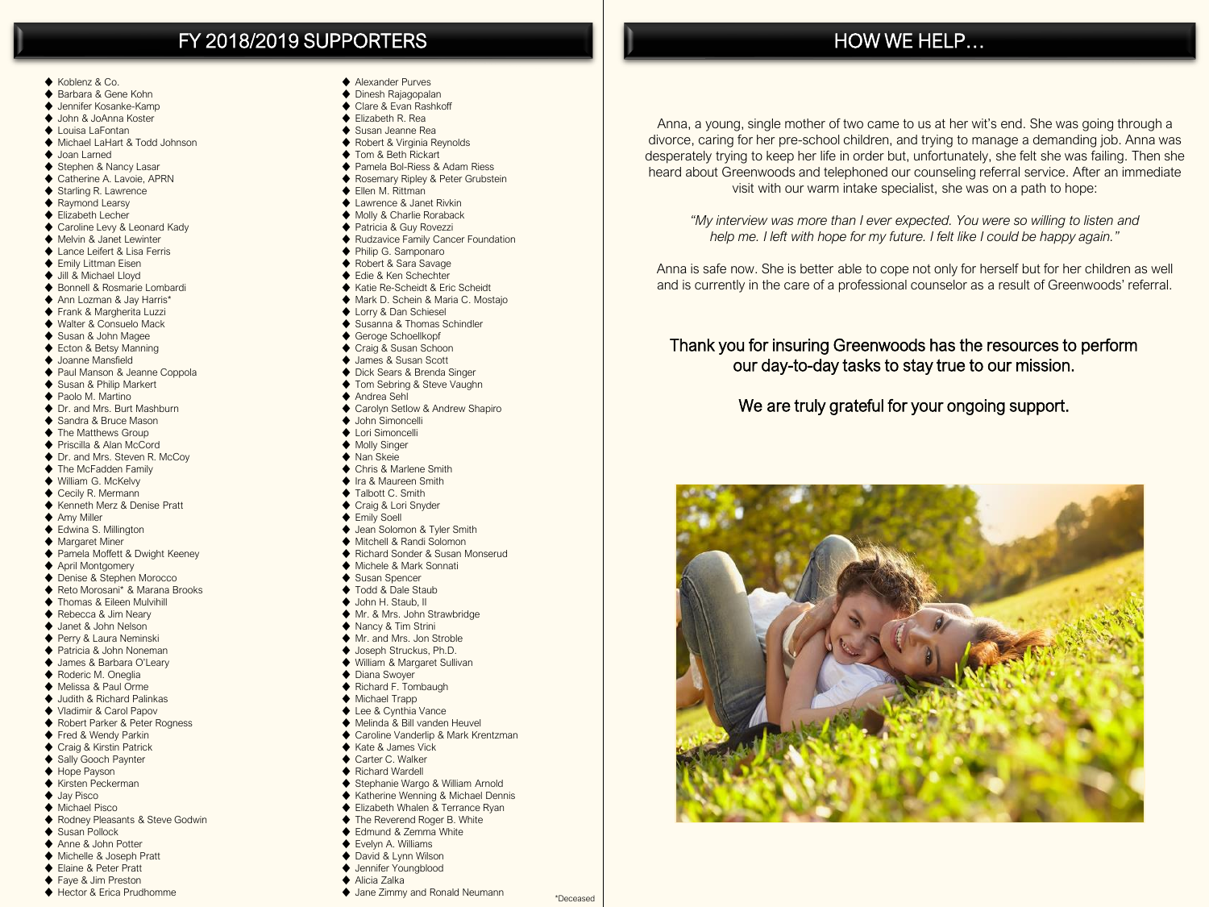## FY 2018/2019 SUPPORTERS

- Koblenz & Co.
- Barbara & Gene Kohn
- Jennifer Kosanke-Kamp
- John & JoAnna Koster
- Louisa LaFontan
- Michael LaHart & Todd Johnson
- Joan Larned
- Stephen & Nancy Lasar
- Catherine A. Lavoie, APRN
- Starling R. Lawrence
- Raymond Learsy
- Elizabeth Lecher
- Caroline Levy & Leonard Kady
- Melvin & Janet Lewinter
- Lance Leifert & Lisa Ferris
- Emily Littman Eisen
- Jill & Michael Lloyd
- Bonnell & Rosmarie Lombardi
- Ann Lozman & Jay Harris*
- Frank & Margherita Luzzi
- Walter & Consuelo Mack
- Susan & John Magee
- Ecton & Betsy Manning
- Joanne Mansfield
- Paul Manson & Jeanne Coppola
- Susan & Philip Markert
- Paolo M. Martino
- Dr. and Mrs. Burt Mashburn
- Sandra & Bruce Mason
- The Matthews Group
- Priscilla & Alan McCord
- Dr. and Mrs. Steven R. McCoy
- The McFadden Family
- William G. McKelvy
- Cecily R. Mermann
- Kenneth Merz & Denise Pratt
- Amy Miller
- Edwina S. Millington
- Margaret Miner
- Pamela Moffett & Dwight Keeney
- April Montgomery
- Denise & Stephen Morocco
- Reto Morosani* & Marana Brooks
- Thomas & Eileen Mulvihill
- Rebecca & Jim Neary
- Janet & John Nelson
- Perry & Laura Neminski
- Patricia & John Noneman
- James & Barbara O'Leary
- Roderic M. Oneglia
- Melissa & Paul Orme
- Judith & Richard Palinkas
- Vladimir & Carol Papov
- Robert Parker & Peter Rogness
- Fred & Wendy Parkin
- Craig & Kirstin Patrick
- Sally Gooch Paynter
- Hope Payson
- Kirsten Peckerman
- Jay Pisco
- Michael Pisco
- Rodney Pleasants & Steve Godwin
- Susan Pollock
- Anne & John Potter
- Michelle & Joseph Pratt
- Elaine & Peter Pratt
- Faye & Jim Preston
- Hector & Erica Prudhomme
- Alexander Purves
- Dinesh Rajagopalan
- Clare & Evan Rashkoff
- Elizabeth R. Rea
- Susan Jeanne Rea
- Robert & Virginia Reynolds
- Tom & Beth Rickart
- Pamela Bol-Riess & Adam Riess
- Rosemary Ripley & Peter Grubstein
- Ellen M. Rittman
- Lawrence & Janet Rivkin
- Molly & Charlie Roraback
- Patricia & Guy Rovezzi
- Rudzavice Family Cancer Foundation
- Philip G. Samponaro
- Robert & Sara Savage
- Edie & Ken Schechter
- Katie Re-Scheidt & Eric Scheidt
- Mark D. Schein & Maria C. Mostajo
- Lorry & Dan Schiesel
- Susanna & Thomas Schindler
- Geroge Schoellkopf
- Craig & Susan Schoon
- James & Susan Scott
- Dick Sears & Brenda Singer
- Tom Sebring & Steve Vaughn
- Andrea Sehl
- Carolyn Setlow & Andrew Shapiro
- John Simoncelli
- Lori Simoncelli
- Molly Singer
- Nan Skeie
- Chris & Marlene Smith
- Ira & Maureen Smith
- Talbott C. Smith
- Craig & Lori Snyder
- Emily Soell
- Jean Solomon & Tyler Smith
- Mitchell & Randi Solomon
- Richard Sonder & Susan Monserud
- Michele & Mark Sonnati
- Susan Spencer
- Todd & Dale Staub
- John H. Staub, II
- Mr. & Mrs. John Strawbridge
- Nancy & Tim Strini
- Mr. and Mrs. Jon Stroble
- Joseph Struckus, Ph.D.
- William & Margaret Sullivan
- Diana Swoyer
- Richard F. Tombaugh
- Michael Trapp
- Lee & Cynthia Vance
- Melinda & Bill vanden Heuvel
- Caroline Vanderlip & Mark Krentzman
- Kate & James Vick
- Carter C. Walker
- Richard Wardell
- Stephanie Wargo & William Arnold
- Katherine Wenning & Michael Dennis
- Elizabeth Whalen & Terrance Ryan
- The Reverend Roger B. White
- Edmund & Zemma White
- Evelyn A. Williams
- David & Lynn Wilson
- Jennifer Youngblood
- Alicia Zalka
- Jane Zimmy and Ronald Neumann

*Deceased

## HOW WE HELP…

Anna, a young, single mother of two came to us at her wit's end. She was going through a divorce, caring for her pre-school children, and trying to manage a demanding job. Anna was desperately trying to keep her life in order but, unfortunately, she felt she was failing. Then she heard about Greenwoods and telephoned our counseling referral service. After an immediate visit with our warm intake specialist, she was on a path to hope:

*"My interview was more than I ever expected. You were so willing to listen and help me. I left with hope for my future. I felt like I could be happy again."*

Anna is safe now. She is better able to cope not only for herself but for her children as well and is currently in the care of a professional counselor as a result of Greenwoods' referral.

Thank you for insuring Greenwoods has the resources to perform our day-to-day tasks to stay true to our mission.

We are truly grateful for your ongoing support.